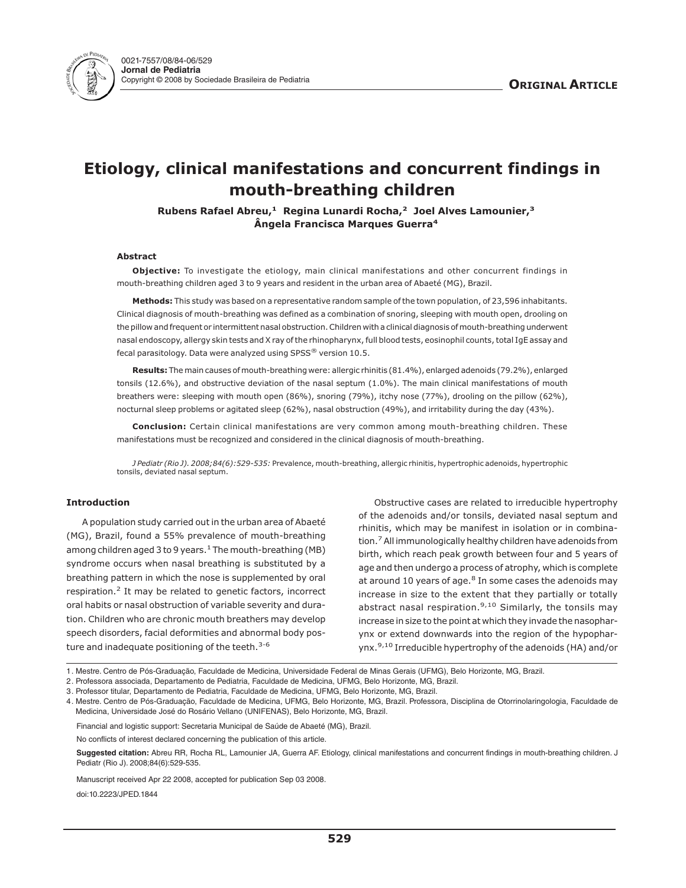**Original Article**

# Etiology, clinical manifestations and concurrent findings in mouth-breathing children

**Rubens Rafael Abreu,[1] Regina Lunardi Rocha,[2] Joel Alves Lamounier,[3] Ângela Francisca Marques Guerra[4]**

### Abstract

**Objective:** To investigate the etiology, main clinical manifestations and other concurrent findings in mouth-breathing children aged 3 to 9 years and resident in the urban area of Abaeté (MG), Brazil.

**Methods:** This study was based on a representative random sample of the town population, of 23,596 inhabitants. Clinical diagnosis of mouth-breathing was defined as a combination of snoring, sleeping with mouth open, drooling on the pillow and frequent or intermittent nasal obstruction. Children with a clinical diagnosis of mouth-breathing underwent nasal endoscopy, allergy skin tests and X ray of the rhinopharynx, full blood tests, eosinophil counts, total IgE assay and fecal parasitology. Data were analyzed using SPSS® version 10.5.

**Results:** The main causes of mouth-breathing were: allergic rhinitis (81.4%), enlarged adenoids (79.2%), enlarged tonsils (12.6%), and obstructive deviation of the nasal septum (1.0%). The main clinical manifestations of mouth breathers were: sleeping with mouth open (86%), snoring (79%), itchy nose (77%), drooling on the pillow (62%), nocturnal sleep problems or agitated sleep (62%), nasal obstruction (49%), and irritability during the day (43%).

**Conclusion:** Certain clinical manifestations are very common among mouth-breathing children. These manifestations must be recognized and considered in the clinical diagnosis of mouth-breathing.

*J Pediatr (Rio J). 2008;84(6):529-535:* Prevalence, mouth-breathing, allergic rhinitis, hypertrophic adenoids, hypertrophic tonsils, deviated nasal septum.

### Introduction

A population study carried out in the urban area of Abaeté (MG), Brazil, found a 55% prevalence of mouth-breathing among children aged 3 to 9 years.[1] The mouth-breathing (MB) syndrome occurs when nasal breathing is substituted by a breathing pattern in which the nose is supplemented by oral respiration.[2] It may be related to genetic factors, incorrect oral habits or nasal obstruction of variable severity and duration. Children who are chronic mouth breathers may develop speech disorders, facial deformities and abnormal body posture and inadequate positioning of the teeth.[3-6]

Obstructive cases are related to irreducible hypertrophy of the adenoids and/or tonsils, deviated nasal septum and rhinitis, which may be manifest in isolation or in combination.[7] All immunologically healthy children have adenoids from birth, which reach peak growth between four and 5 years of age and then undergo a process of atrophy, which is complete at around 10 years of age.[8] In some cases the adenoids may increase in size to the extent that they partially or totally abstract nasal respiration.[9,10] Similarly, the tonsils may increase in size to the point at which they invade the nasopharynx or extend downwards into the region of the hypopharynx.[9,10] Irreducible hypertrophy of the adenoids (HA) and/or

---

1. Mestre. Centro de Pós-Graduação, Faculdade de Medicina, Universidade Federal de Minas Gerais (UFMG), Belo Horizonte, MG, Brazil.
2. Professora associada, Departamento de Pediatria, Faculdade de Medicina, UFMG, Belo Horizonte, MG, Brazil.
3. Professor titular, Departamento de Pediatria, Faculdade de Medicina, UFMG, Belo Horizonte, MG, Brazil.
4. Mestre. Centro de Pós-Graduação, Faculdade de Medicina, UFMG, Belo Horizonte, MG, Brazil. Professora, Disciplina de Otorrinolaringologia, Faculdade de Medicina, Universidade José do Rosário Vellano (UNIFENAS), Belo Horizonte, MG, Brazil.

Financial and logistic support: Secretaria Municipal de Saúde de Abaeté (MG), Brazil.

No conflicts of interest declared concerning the publication of this article.

**Suggested citation:** Abreu RR, Rocha RL, Lamounier JA, Guerra AF. Etiology, clinical manifestations and concurrent findings in mouth-breathing children. J Pediatr (Rio J). 2008;84(6):529-535.

Manuscript received Apr 22 2008, accepted for publication Sep 03 2008.

doi:10.2223/JPED.1844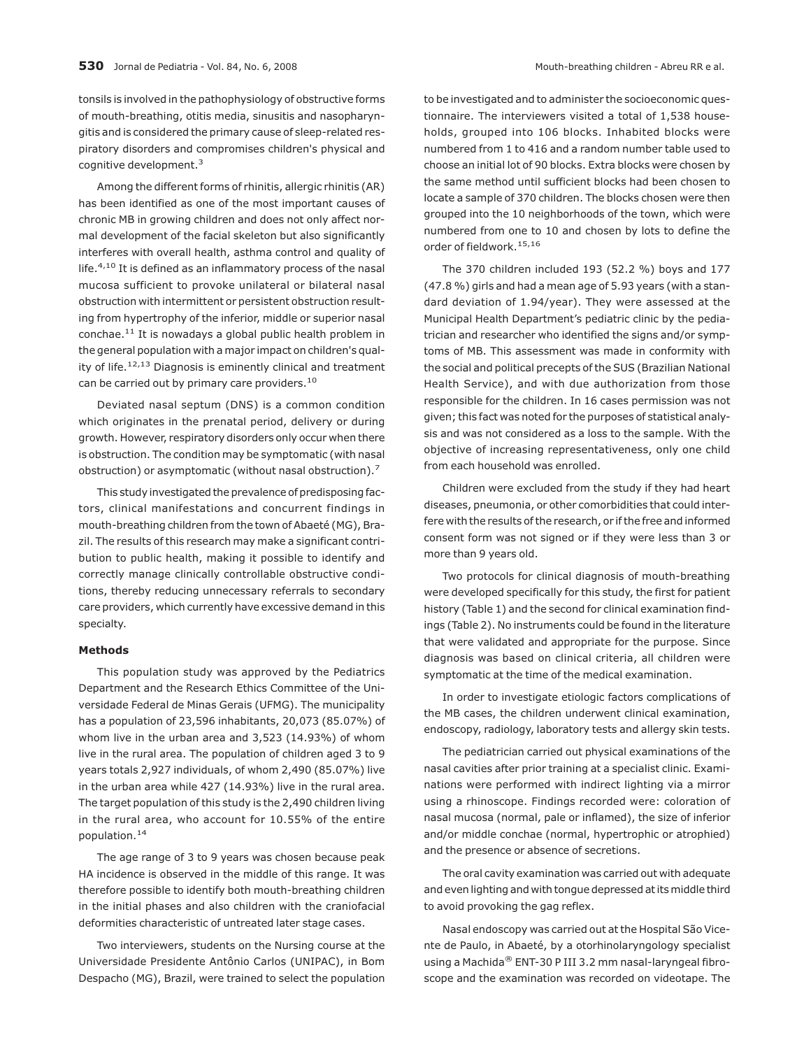tonsils is involved in the pathophysiology of obstructive forms of mouth-breathing, otitis media, sinusitis and nasopharyngitis and is considered the primary cause of sleep-related respiratory disorders and compromises children's physical and cognitive development.[3]

Among the different forms of rhinitis, allergic rhinitis (AR) has been identified as one of the most important causes of chronic MB in growing children and does not only affect normal development of the facial skeleton but also significantly interferes with overall health, asthma control and quality of life.[4,10] It is defined as an inflammatory process of the nasal mucosa sufficient to provoke unilateral or bilateral nasal obstruction with intermittent or persistent obstruction resulting from hypertrophy of the inferior, middle or superior nasal conchae.[11] It is nowadays a global public health problem in the general population with a major impact on children's quality of life.[12,13] Diagnosis is eminently clinical and treatment can be carried out by primary care providers.[10]

Deviated nasal septum (DNS) is a common condition which originates in the prenatal period, delivery or during growth. However, respiratory disorders only occur when there is obstruction. The condition may be symptomatic (with nasal obstruction) or asymptomatic (without nasal obstruction).[7]

This study investigated the prevalence of predisposing factors, clinical manifestations and concurrent findings in mouth-breathing children from the town of Abaeté (MG), Brazil. The results of this research may make a significant contribution to public health, making it possible to identify and correctly manage clinically controllable obstructive conditions, thereby reducing unnecessary referrals to secondary care providers, which currently have excessive demand in this specialty.

**Methods**

This population study was approved by the Pediatrics Department and the Research Ethics Committee of the Universidade Federal de Minas Gerais (UFMG). The municipality has a population of 23,596 inhabitants, 20,073 (85.07%) of whom live in the urban area and 3,523 (14.93%) of whom live in the rural area. The population of children aged 3 to 9 years totals 2,927 individuals, of whom 2,490 (85.07%) live in the urban area while 427 (14.93%) live in the rural area. The target population of this study is the 2,490 children living in the rural area, who account for 10.55% of the entire population.[14]

The age range of 3 to 9 years was chosen because peak HA incidence is observed in the middle of this range. It was therefore possible to identify both mouth-breathing children in the initial phases and also children with the craniofacial deformities characteristic of untreated later stage cases.

Two interviewers, students on the Nursing course at the Universidade Presidente Antônio Carlos (UNIPAC), in Bom Despacho (MG), Brazil, were trained to select the population to be investigated and to administer the socioeconomic questionnaire. The interviewers visited a total of 1,538 households, grouped into 106 blocks. Inhabited blocks were numbered from 1 to 416 and a random number table used to choose an initial lot of 90 blocks. Extra blocks were chosen by the same method until sufficient blocks had been chosen to locate a sample of 370 children. The blocks chosen were then grouped into the 10 neighborhoods of the town, which were numbered from one to 10 and chosen by lots to define the order of fieldwork.[15,16]

The 370 children included 193 (52.2 %) boys and 177 (47.8 %) girls and had a mean age of 5.93 years (with a standard deviation of 1.94/year). They were assessed at the Municipal Health Department's pediatric clinic by the pediatrician and researcher who identified the signs and/or symptoms of MB. This assessment was made in conformity with the social and political precepts of the SUS (Brazilian National Health Service), and with due authorization from those responsible for the children. In 16 cases permission was not given; this fact was noted for the purposes of statistical analysis and was not considered as a loss to the sample. With the objective of increasing representativeness, only one child from each household was enrolled.

Children were excluded from the study if they had heart diseases, pneumonia, or other comorbidities that could interfere with the results of the research, or if the free and informed consent form was not signed or if they were less than 3 or more than 9 years old.

Two protocols for clinical diagnosis of mouth-breathing were developed specifically for this study, the first for patient history (Table 1) and the second for clinical examination findings (Table 2). No instruments could be found in the literature that were validated and appropriate for the purpose. Since diagnosis was based on clinical criteria, all children were symptomatic at the time of the medical examination.

In order to investigate etiologic factors complications of the MB cases, the children underwent clinical examination, endoscopy, radiology, laboratory tests and allergy skin tests.

The pediatrician carried out physical examinations of the nasal cavities after prior training at a specialist clinic. Examinations were performed with indirect lighting via a mirror using a rhinoscope. Findings recorded were: coloration of nasal mucosa (normal, pale or inflamed), the size of inferior and/or middle conchae (normal, hypertrophic or atrophied) and the presence or absence of secretions.

The oral cavity examination was carried out with adequate and even lighting and with tongue depressed at its middle third to avoid provoking the gag reflex.

Nasal endoscopy was carried out at the Hospital São Vicente de Paulo, in Abaeté, by a otorhinolaryngology specialist using a Machida® ENT-30 P III 3.2 mm nasal-laryngeal fibroscope and the examination was recorded on videotape. The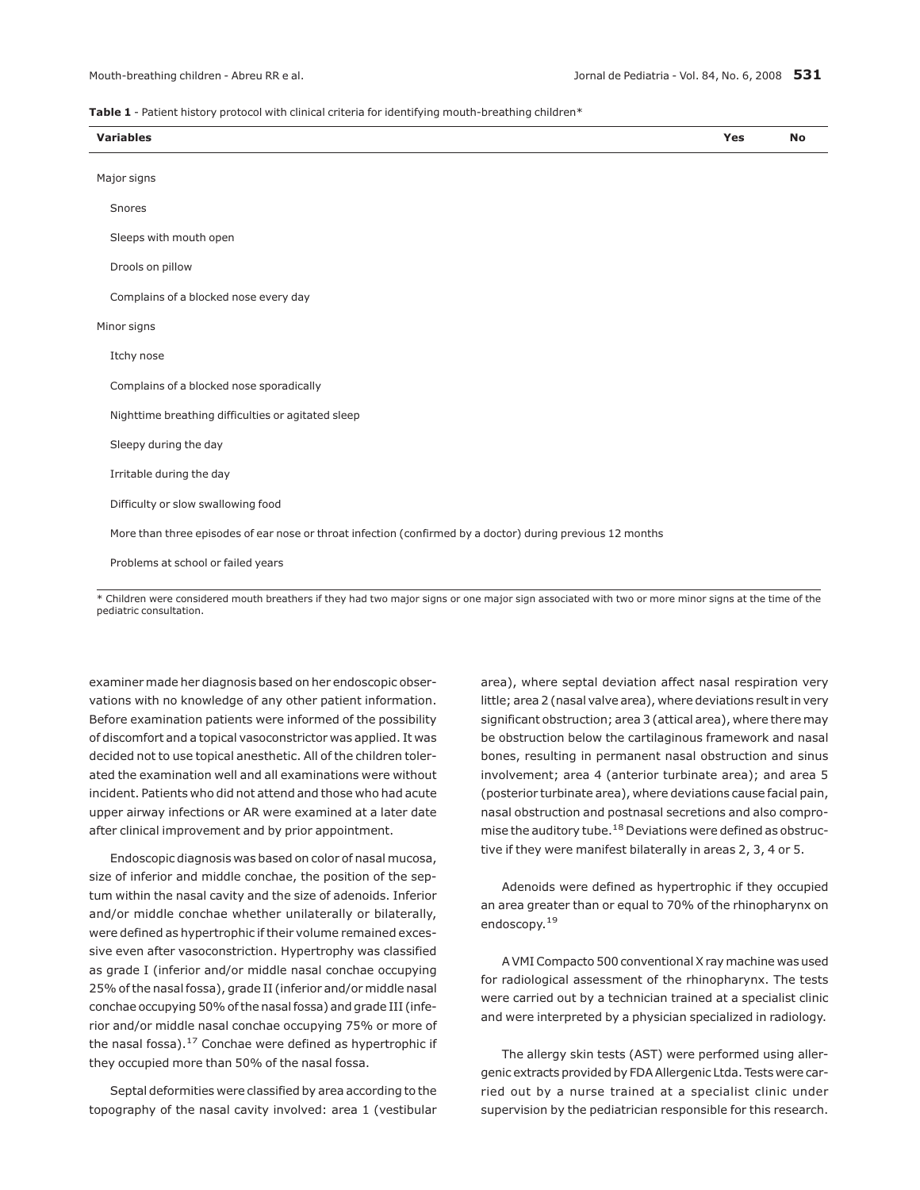**Table 1** - Patient history protocol with clinical criteria for identifying mouth-breathing children*

| Variables | Yes | No |
|---|---|---|
| Major signs | | |
| Snores | | |
| Sleeps with mouth open | | |
| Drools on pillow | | |
| Complains of a blocked nose every day | | |
| Minor signs | | |
| Itchy nose | | |
| Complains of a blocked nose sporadically | | |
| Nighttime breathing difficulties or agitated sleep | | |
| Sleepy during the day | | |
| Irritable during the day | | |
| Difficulty or slow swallowing food | | |
| More than three episodes of ear nose or throat infection (confirmed by a doctor) during previous 12 months | | |
| Problems at school or failed years | | |

* Children were considered mouth breathers if they had two major signs or one major sign associated with two or more minor signs at the time of the pediatric consultation.

examiner made her diagnosis based on her endoscopic observations with no knowledge of any other patient information. Before examination patients were informed of the possibility of discomfort and a topical vasoconstrictor was applied. It was decided not to use topical anesthetic. All of the children tolerated the examination well and all examinations were without incident. Patients who did not attend and those who had acute upper airway infections or AR were examined at a later date after clinical improvement and by prior appointment.

Endoscopic diagnosis was based on color of nasal mucosa, size of inferior and middle conchae, the position of the septum within the nasal cavity and the size of adenoids. Inferior and/or middle conchae whether unilaterally or bilaterally, were defined as hypertrophic if their volume remained excessive even after vasoconstriction. Hypertrophy was classified as grade I (inferior and/or middle nasal conchae occupying 25% of the nasal fossa), grade II (inferior and/or middle nasal conchae occupying 50% of the nasal fossa) and grade III (inferior and/or middle nasal conchae occupying 75% or more of the nasal fossa).[17] Conchae were defined as hypertrophic if they occupied more than 50% of the nasal fossa.

Septal deformities were classified by area according to the topography of the nasal cavity involved: area 1 (vestibular area), where septal deviation affect nasal respiration very little; area 2 (nasal valve area), where deviations result in very significant obstruction; area 3 (attical area), where there may be obstruction below the cartilaginous framework and nasal bones, resulting in permanent nasal obstruction and sinus involvement; area 4 (anterior turbinate area); and area 5 (posterior turbinate area), where deviations cause facial pain, nasal obstruction and postnasal secretions and also compromise the auditory tube.[18] Deviations were defined as obstructive if they were manifest bilaterally in areas 2, 3, 4 or 5.

Adenoids were defined as hypertrophic if they occupied an area greater than or equal to 70% of the rhinopharynx on endoscopy.[19]

A VMI Compacto 500 conventional X ray machine was used for radiological assessment of the rhinopharynx. The tests were carried out by a technician trained at a specialist clinic and were interpreted by a physician specialized in radiology.

The allergy skin tests (AST) were performed using allergenic extracts provided by FDA Allergenic Ltda. Tests were carried out by a nurse trained at a specialist clinic under supervision by the pediatrician responsible for this research.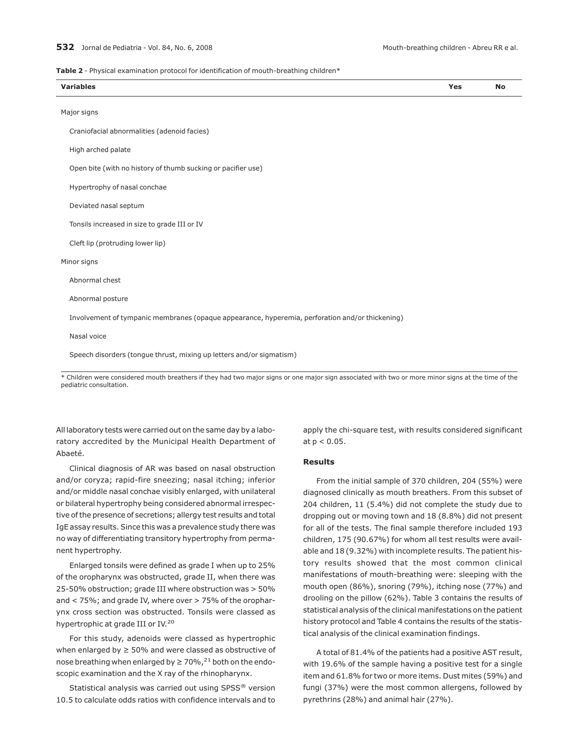**Table 2** - Physical examination protocol for identification of mouth-breathing children*

| Variables | Yes | No |
|---|---|---|
| Major signs | | |
| Craniofacial abnormalities (adenoid facies) | | |
| High arched palate | | |
| Open bite (with no history of thumb sucking or pacifier use) | | |
| Hypertrophy of nasal conchae | | |
| Deviated nasal septum | | |
| Tonsils increased in size to grade III or IV | | |
| Cleft lip (protruding lower lip) | | |
| Minor signs | | |
| Abnormal chest | | |
| Abnormal posture | | |
| Involvement of tympanic membranes (opaque appearance, hyperemia, perforation and/or thickening) | | |
| Nasal voice | | |
| Speech disorders (tongue thrust, mixing up letters and/or sigmatism) | | |

* Children were considered mouth breathers if they had two major signs or one major sign associated with two or more minor signs at the time of the pediatric consultation.

All laboratory tests were carried out on the same day by a laboratory accredited by the Municipal Health Department of Abaeté.

Clinical diagnosis of AR was based on nasal obstruction and/or coryza; rapid-fire sneezing; nasal itching; inferior and/or middle nasal conchae visibly enlarged, with unilateral or bilateral hypertrophy being considered abnormal irrespective of the presence of secretions; allergy test results and total IgE assay results. Since this was a prevalence study there was no way of differentiating transitory hypertrophy from permanent hypertrophy.

Enlarged tonsils were defined as grade I when up to 25% of the oropharynx was obstructed, grade II, when there was 25-50% obstruction; grade III where obstruction was > 50% and < 75%; and grade IV, where over > 75% of the oropharynx cross section was obstructed. Tonsils were classed as hypertrophic at grade III or IV.[20]

For this study, adenoids were classed as hypertrophic when enlarged by ≥ 50% and were classed as obstructive of nose breathing when enlarged by ≥ 70%,[21] both on the endoscopic examination and the X ray of the rhinopharynx.

Statistical analysis was carried out using SPSS® version 10.5 to calculate odds ratios with confidence intervals and to apply the chi-square test, with results considered significant at $p < 0.05$.

### Results

From the initial sample of 370 children, 204 (55%) were diagnosed clinically as mouth breathers. From this subset of 204 children, 11 (5.4%) did not complete the study due to dropping out or moving town and 18 (8.8%) did not present for all of the tests. The final sample therefore included 193 children, 175 (90.67%) for whom all test results were available and 18 (9.32%) with incomplete results. The patient history results showed that the most common clinical manifestations of mouth-breathing were: sleeping with the mouth open (86%), snoring (79%), itching nose (77%) and drooling on the pillow (62%). Table 3 contains the results of statistical analysis of the clinical manifestations on the patient history protocol and Table 4 contains the results of the statistical analysis of the clinical examination findings.

A total of 81.4% of the patients had a positive AST result, with 19.6% of the sample having a positive test for a single item and 61.8% for two or more items. Dust mites (59%) and fungi (37%) were the most common allergens, followed by pyrethrins (28%) and animal hair (27%).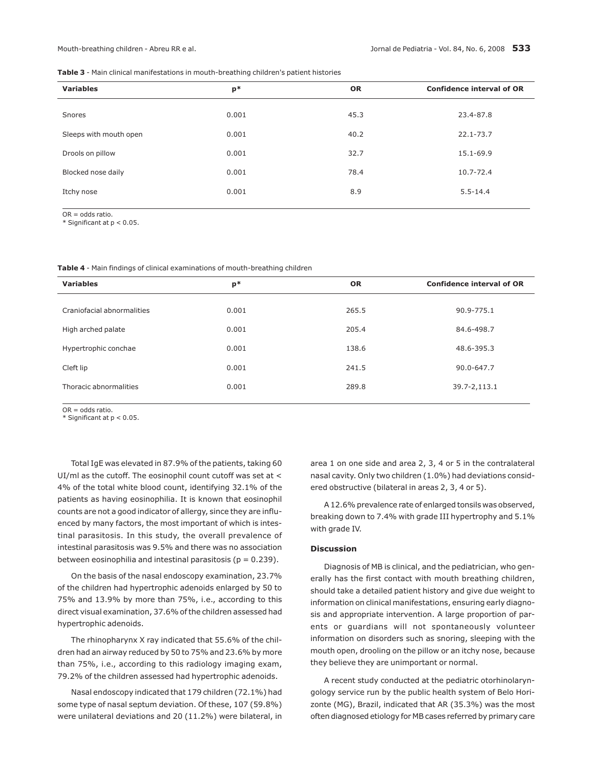**Table 3** - Main clinical manifestations in mouth-breathing children's patient histories

| Variables | p* | OR | Confidence interval of OR |
|---|---|---|---|
| Snores | 0.001 | 45.3 | 23.4-87.8 |
| Sleeps with mouth open | 0.001 | 40.2 | 22.1-73.7 |
| Drools on pillow | 0.001 | 32.7 | 15.1-69.9 |
| Blocked nose daily | 0.001 | 78.4 | 10.7-72.4 |
| Itchy nose | 0.001 | 8.9 | 5.5-14.4 |

OR = odds ratio.
* Significant at $p < 0.05$.

**Table 4** - Main findings of clinical examinations of mouth-breathing children

| Variables | p* | OR | Confidence interval of OR |
|---|---|---|---|
| Craniofacial abnormalities | 0.001 | 265.5 | 90.9-775.1 |
| High arched palate | 0.001 | 205.4 | 84.6-498.7 |
| Hypertrophic conchae | 0.001 | 138.6 | 48.6-395.3 |
| Cleft lip | 0.001 | 241.5 | 90.0-647.7 |
| Thoracic abnormalities | 0.001 | 289.8 | 39.7-2,113.1 |

OR = odds ratio.
* Significant at $p < 0.05$.

Total IgE was elevated in 87.9% of the patients, taking 60 UI/ml as the cutoff. The eosinophil count cutoff was set at < 4% of the total white blood count, identifying 32.1% of the patients as having eosinophilia. It is known that eosinophil counts are not a good indicator of allergy, since they are influenced by many factors, the most important of which is intestinal parasitosis. In this study, the overall prevalence of intestinal parasitosis was 9.5% and there was no association between eosinophilia and intestinal parasitosis ($p = 0.239$).

On the basis of the nasal endoscopy examination, 23.7% of the children had hypertrophic adenoids enlarged by 50 to 75% and 13.9% by more than 75%, i.e., according to this direct visual examination, 37.6% of the children assessed had hypertrophic adenoids.

The rhinopharynx X ray indicated that 55.6% of the children had an airway reduced by 50 to 75% and 23.6% by more than 75%, i.e., according to this radiology imaging exam, 79.2% of the children assessed had hypertrophic adenoids.

Nasal endoscopy indicated that 179 children (72.1%) had some type of nasal septum deviation. Of these, 107 (59.8%) were unilateral deviations and 20 (11.2%) were bilateral, in area 1 on one side and area 2, 3, 4 or 5 in the contralateral nasal cavity. Only two children (1.0%) had deviations considered obstructive (bilateral in areas 2, 3, 4 or 5).

A 12.6% prevalence rate of enlarged tonsils was observed, breaking down to 7.4% with grade III hypertrophy and 5.1% with grade IV.

## Discussion

Diagnosis of MB is clinical, and the pediatrician, who generally has the first contact with mouth breathing children, should take a detailed patient history and give due weight to information on clinical manifestations, ensuring early diagnosis and appropriate intervention. A large proportion of parents or guardians will not spontaneously volunteer information on disorders such as snoring, sleeping with the mouth open, drooling on the pillow or an itchy nose, because they believe they are unimportant or normal.

A recent study conducted at the pediatric otorhinolaryngology service run by the public health system of Belo Horizonte (MG), Brazil, indicated that AR (35.3%) was the most often diagnosed etiology for MB cases referred by primary care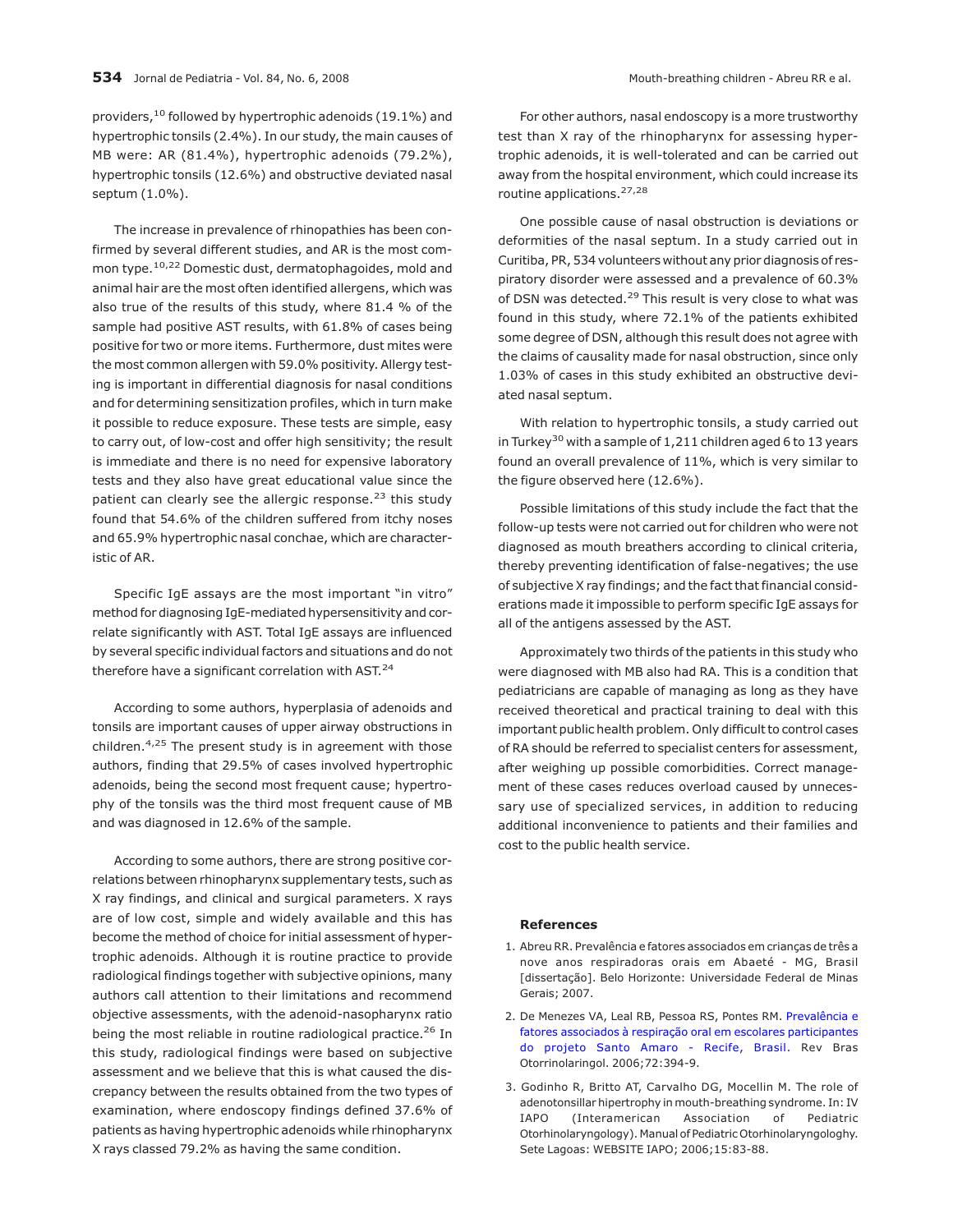providers,[10] followed by hypertrophic adenoids (19.1%) and hypertrophic tonsils (2.4%). In our study, the main causes of MB were: AR (81.4%), hypertrophic adenoids (79.2%), hypertrophic tonsils (12.6%) and obstructive deviated nasal septum (1.0%).

The increase in prevalence of rhinopathies has been confirmed by several different studies, and AR is the most common type.[10,22] Domestic dust, dermatophagoides, mold and animal hair are the most often identified allergens, which was also true of the results of this study, where 81.4 % of the sample had positive AST results, with 61.8% of cases being positive for two or more items. Furthermore, dust mites were the most common allergen with 59.0% positivity. Allergy testing is important in differential diagnosis for nasal conditions and for determining sensitization profiles, which in turn make it possible to reduce exposure. These tests are simple, easy to carry out, of low-cost and offer high sensitivity; the result is immediate and there is no need for expensive laboratory tests and they also have great educational value since the patient can clearly see the allergic response.[23] this study found that 54.6% of the children suffered from itchy noses and 65.9% hypertrophic nasal conchae, which are characteristic of AR.

Specific IgE assays are the most important "in vitro" method for diagnosing IgE-mediated hypersensitivity and correlate significantly with AST. Total IgE assays are influenced by several specific individual factors and situations and do not therefore have a significant correlation with AST.[24]

According to some authors, hyperplasia of adenoids and tonsils are important causes of upper airway obstructions in children.[4,25] The present study is in agreement with those authors, finding that 29.5% of cases involved hypertrophic adenoids, being the second most frequent cause; hypertrophy of the tonsils was the third most frequent cause of MB and was diagnosed in 12.6% of the sample.

According to some authors, there are strong positive correlations between rhinopharynx supplementary tests, such as X ray findings, and clinical and surgical parameters. X rays are of low cost, simple and widely available and this has become the method of choice for initial assessment of hypertrophic adenoids. Although it is routine practice to provide radiological findings together with subjective opinions, many authors call attention to their limitations and recommend objective assessments, with the adenoid-nasopharynx ratio being the most reliable in routine radiological practice.[26] In this study, radiological findings were based on subjective assessment and we believe that this is what caused the discrepancy between the results obtained from the two types of examination, where endoscopy findings defined 37.6% of patients as having hypertrophic adenoids while rhinopharynx X rays classed 79.2% as having the same condition.

For other authors, nasal endoscopy is a more trustworthy test than X ray of the rhinopharynx for assessing hypertrophic adenoids, it is well-tolerated and can be carried out away from the hospital environment, which could increase its routine applications.[27,28]

One possible cause of nasal obstruction is deviations or deformities of the nasal septum. In a study carried out in Curitiba, PR, 534 volunteers without any prior diagnosis of respiratory disorder were assessed and a prevalence of 60.3% of DSN was detected.[29] This result is very close to what was found in this study, where 72.1% of the patients exhibited some degree of DSN, although this result does not agree with the claims of causality made for nasal obstruction, since only 1.03% of cases in this study exhibited an obstructive deviated nasal septum.

With relation to hypertrophic tonsils, a study carried out in Turkey[30] with a sample of 1,211 children aged 6 to 13 years found an overall prevalence of 11%, which is very similar to the figure observed here (12.6%).

Possible limitations of this study include the fact that the follow-up tests were not carried out for children who were not diagnosed as mouth breathers according to clinical criteria, thereby preventing identification of false-negatives; the use of subjective X ray findings; and the fact that financial considerations made it impossible to perform specific IgE assays for all of the antigens assessed by the AST.

Approximately two thirds of the patients in this study who were diagnosed with MB also had RA. This is a condition that pediatricians are capable of managing as long as they have received theoretical and practical training to deal with this important public health problem. Only difficult to control cases of RA should be referred to specialist centers for assessment, after weighing up possible comorbidities. Correct management of these cases reduces overload caused by unnecessary use of specialized services, in addition to reducing additional inconvenience to patients and their families and cost to the public health service.

## References

1. Abreu RR. Prevalência e fatores associados em crianças de três a nove anos respiradoras orais em Abaeté - MG, Brasil [dissertação]. Belo Horizonte: Universidade Federal de Minas Gerais; 2007.

2. De Menezes VA, Leal RB, Pessoa RS, Pontes RM. Prevalência e fatores associados à respiração oral em escolares participantes do projeto Santo Amaro - Recife, Brasil. Rev Bras Otorrinolaringol. 2006;72:394-9.

3. Godinho R, Britto AT, Carvalho DG, Mocellin M. The role of adenotonsillar hypertrophy in mouth-breathing syndrome. In: IV IAPO (Interamerican Association of Pediatric Otorhinolaryngology). Manual of Pediatric Otorhinolaryngologhy. Sete Lagoas: WEBSITE IAPO; 2006;15:83-88.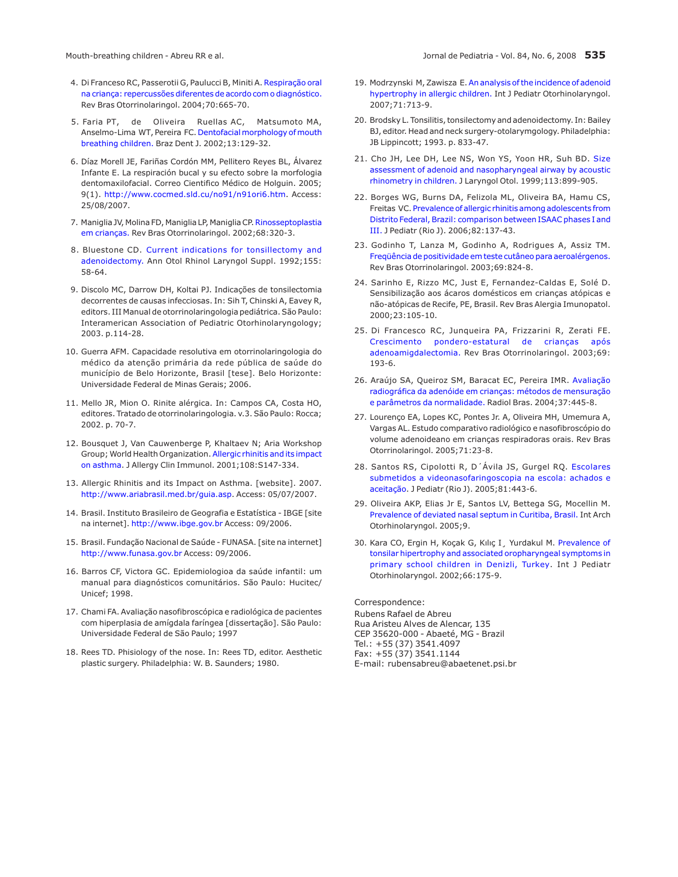4. Di Franceso RC, Passerotii G, Paulucci B, Miniti A. Respiração oral na criança: repercussões diferentes de acordo com o diagnóstico. Rev Bras Otorrinolaringol. 2004;70:665-70.

5. Faria PT, de Oliveira Ruellas AC, Matsumoto MA, Anselmo-Lima WT, Pereira FC. Dentofacial morphology of mouth breathing children. Braz Dent J. 2002;13:129-32.

6. Díaz Morell JE, Fariñas Cordón MM, Pellitero Reyes BL, Álvarez Infante E. La respiración bucal y su efecto sobre la morfologia dentomaxilofacial. Correo Cientifico Médico de Holguin. 2005; 9(1). http://www.cocmed.sld.cu/no91/n91ori6.htm. Access: 25/08/2007.

7. Maniglia JV, Molina FD, Maniglia LP, Maniglia CP. Rinosseptoplastia em crianças. Rev Bras Otorrinolaringol. 2002;68:320-3.

8. Bluestone CD. Current indications for tonsillectomy and adenoidectomy. Ann Otol Rhinol Laryngol Suppl. 1992;155: 58-64.

9. Discolo MC, Darrow DH, Koltai PJ. Indicações de tonsilectomia decorrentes de causas infecciosas. In: Sih T, Chinski A, Eavey R, editors. III Manual de otorrinolaringologia pediátrica. São Paulo: Interamerican Association of Pediatric Otorhinolaryngology; 2003. p.114-28.

10. Guerra AFM. Capacidade resolutiva em otorrinolaringologia do médico da atenção primária da rede pública de saúde do município de Belo Horizonte, Brasil [tese]. Belo Horizonte: Universidade Federal de Minas Gerais; 2006.

11. Mello JR, Mion O. Rinite alérgica. In: Campos CA, Costa HO, editores. Tratado de otorrinolaringologia. v.3. São Paulo: Rocca; 2002. p. 70-7.

12. Bousquet J, Van Cauwenberge P, Khaltaev N; Aria Workshop Group; World Health Organization. Allergic rhinitis and its impact on asthma. J Allergy Clin Immunol. 2001;108:S147-334.

13. Allergic Rhinitis and its Impact on Asthma. [website]. 2007. http://www.ariabrasil.med.br/guia.asp. Access: 05/07/2007.

14. Brasil. Instituto Brasileiro de Geografia e Estatística - IBGE [site na internet]. http://www.ibge.gov.br Access: 09/2006.

15. Brasil. Fundação Nacional de Saúde - FUNASA. [site na internet] http://www.funasa.gov.br Access: 09/2006.

16. Barros CF, Victora GC. Epidemiologioa da saúde infantil: um manual para diagnósticos comunitários. São Paulo: Hucitec/ Unicef; 1998.

17. Chami FA. Avaliação nasofibroscópica e radiológica de pacientes com hiperplasia de amígdala faríngea [dissertação]. São Paulo: Universidade Federal de São Paulo; 1997

18. Rees TD. Phisiology of the nose. In: Rees TD, editor. Aesthetic plastic surgery. Philadelphia: W. B. Saunders; 1980.

19. Modrzynski M, Zawisza E. An analysis of the incidence of adenoid hypertrophy in allergic children. Int J Pediatr Otorhinolaryngol. 2007;71:713-9.

20. Brodsky L. Tonsilitis, tonsilectomy and adenoidectomy. In: Bailey BJ, editor. Head and neck surgery-otolarymgology. Philadelphia: JB Lippincott; 1993. p. 833-47.

21. Cho JH, Lee DH, Lee NS, Won YS, Yoon HR, Suh BD. Size assessment of adenoid and nasopharyngeal airway by acoustic rhinometry in children. J Laryngol Otol. 1999;113:899-905.

22. Borges WG, Burns DA, Felizola ML, Oliveira BA, Hamu CS, Freitas VC. Prevalence of allergic rhinitis among adolescents from Distrito Federal, Brazil: comparison between ISAAC phases I and III. J Pediatr (Rio J). 2006;82:137-43.

23. Godinho T, Lanza M, Godinho A, Rodrigues A, Assiz TM. Freqüência de positividade em teste cutâneo para aeroalérgenos. Rev Bras Otorrinolaringol. 2003;69:824-8.

24. Sarinho E, Rizzo MC, Just E, Fernandez-Caldas E, Solé D. Sensibilização aos ácaros domésticos em crianças atópicas e não-atópicas de Recife, PE, Brasil. Rev Bras Alergia Imunopatol. 2000;23:105-10.

25. Di Francesco RC, Junqueira PA, Frizzarini R, Zerati FE. Crescimento pondero-estatural de crianças após adenoamigdalectomia. Rev Bras Otorrinolaringol. 2003;69: 193-6.

26. Araújo SA, Queiroz SM, Baracat EC, Pereira IMR. Avaliação radiográfica da adenóide em crianças: métodos de mensuração e parâmetros da normalidade. Radiol Bras. 2004;37:445-8.

27. Lourenço EA, Lopes KC, Pontes Jr. A, Oliveira MH, Umemura A, Vargas AL. Estudo comparativo radiológico e nasofibroscópio do volume adenoideano em crianças respiradoras orais. Rev Bras Otorrinolaringol. 2005;71:23-8.

28. Santos RS, Cipolotti R, D´Ávila JS, Gurgel RQ. Escolares submetidos a videonasofaringoscopia na escola: achados e aceitação. J Pediatr (Rio J). 2005;81:443-6.

29. Oliveira AKP, Elias Jr E, Santos LV, Bettega SG, Mocellin M. Prevalence of deviated nasal septum in Curitiba, Brasil. Int Arch Otorhinolaryngol. 2005;9.

30. Kara CO, Ergin H, Koçak G, Kılıç I¸ Yurdakul M. Prevalence of tonsilar hipertrophy and associated oropharyngeal symptoms in primary school children in Denizli, Turkey. Int J Pediatr Otorhinolaryngol. 2002;66:175-9.

Correspondence:  
Rubens Rafael de Abreu  
Rua Aristeu Alves de Alencar, 135  
CEP 35620-000 - Abaeté, MG - Brazil  
Tel.: +55 (37) 3541.4097  
Fax: +55 (37) 3541.1144  
E-mail: rubensabreu@abaetenet.psi.br